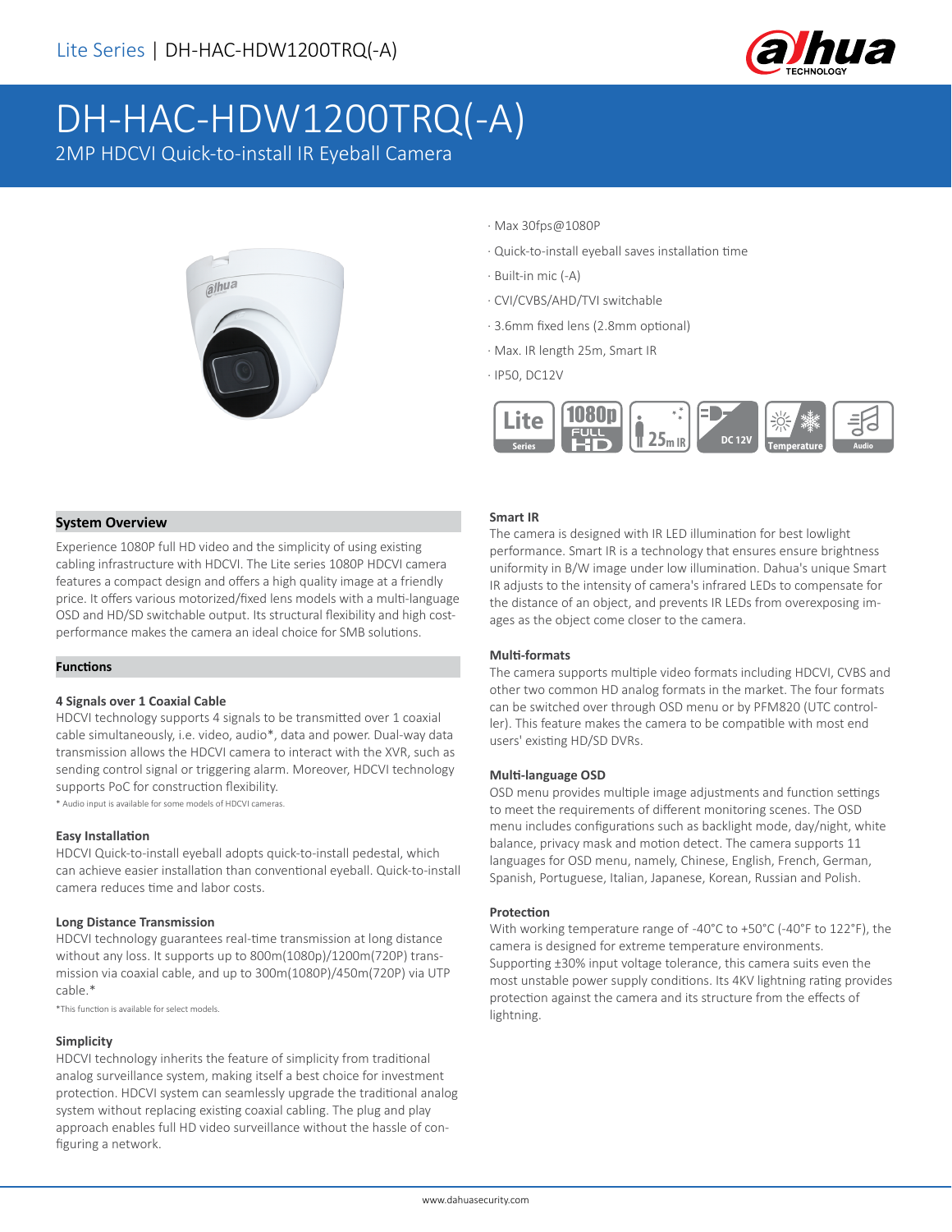# DH-HAC-HDW1200TRQ(-A)

2MP HDCVI Quick-to-install IR Eyeball Camera

- Max 30fps@1080P
- Quick-to-install eyeball saves installation time
- Built-in mic (-A)
- CVI/CVBS/AHD/TVI switchable
- 3.6mm fixed lens (2.8mm optional)
- Max. IR length 25m, Smart IR
- IP50, DC12V

## System Overview

Experience 1080P full HD video and the simplicity of using existing cabling infrastructure with HDCVI. The Lite series 1080P HDCVI camera features a compact design and offers a high quality image at a friendly price. It offers various motorized/fixed lens models with a multi-language OSD and HD/SD switchable output. Its structural flexibility and high cost-performance makes the camera an ideal choice for SMB solutions.

## Functions

### 4 Signals over 1 Coaxial Cable

HDCVI technology supports 4 signals to be transmitted over 1 coaxial cable simultaneously, i.e. video, audio*, data and power. Dual-way data transmission allows the HDCVI camera to interact with the XVR, such as sending control signal or triggering alarm. Moreover, HDCVI technology supports PoC for construction flexibility.

* Audio input is available for some models of HDCVI cameras.

### Easy Installation

HDCVI Quick-to-install eyeball adopts quick-to-install pedestal, which can achieve easier installation than conventional eyeball. Quick-to-install camera reduces time and labor costs.

### Long Distance Transmission

HDCVI technology guarantees real-time transmission at long distance without any loss. It supports up to 800m(1080p)/1200m(720P) transmission via coaxial cable, and up to 300m(1080P)/450m(720P) via UTP cable.*

*This function is available for select models.

### Simplicity

HDCVI technology inherits the feature of simplicity from traditional analog surveillance system, making itself a best choice for investment protection. HDCVI system can seamlessly upgrade the traditional analog system without replacing existing coaxial cabling. The plug and play approach enables full HD video surveillance without the hassle of configuring a network.

### Smart IR

The camera is designed with IR LED illumination for best lowlight performance. Smart IR is a technology that ensures ensure brightness uniformity in B/W image under low illumination. Dahua's unique Smart IR adjusts to the intensity of camera's infrared LEDs to compensate for the distance of an object, and prevents IR LEDs from overexposing images as the object come closer to the camera.

### Multi-formats

The camera supports multiple video formats including HDCVI, CVBS and other two common HD analog formats in the market. The four formats can be switched over through OSD menu or by PFM820 (UTC controller). This feature makes the camera to be compatible with most end users' existing HD/SD DVRs.

### Multi-language OSD

OSD menu provides multiple image adjustments and function settings to meet the requirements of different monitoring scenes. The OSD menu includes configurations such as backlight mode, day/night, white balance, privacy mask and motion detect. The camera supports 11 languages for OSD menu, namely, Chinese, English, French, German, Spanish, Portuguese, Italian, Japanese, Korean, Russian and Polish.

### Protection

With working temperature range of -40°C to +50°C (-40°F to 122°F), the camera is designed for extreme temperature environments. Supporting ±30% input voltage tolerance, this camera suits even the most unstable power supply conditions. Its 4KV lightning rating provides protection against the camera and its structure from the effects of lightning.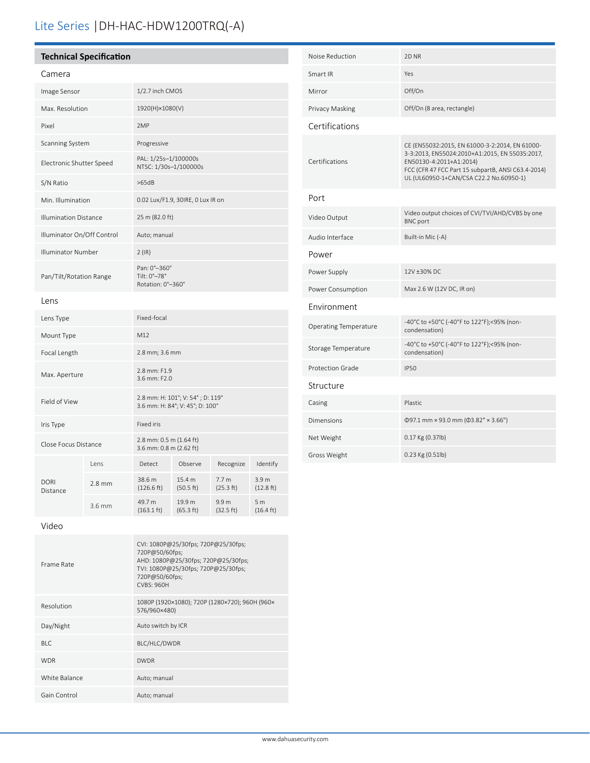Lite Series | DH-HAC-HDW1200TRQ(-A)

## Technical Specification

### Camera

| | |
|---|---|
| Image Sensor | 1/2.7 inch CMOS |
| Max. Resolution | 1920(H)×1080(V) |
| Pixel | 2MP |
| Scanning System | Progressive |
| Electronic Shutter Speed | PAL: 1/25s–1/100000s<br>NTSC: 1/30s–1/100000s |
| S/N Ratio | >65dB |
| Min. Illumination | 0.02 Lux/F1.9, 30IRE, 0 Lux IR on |
| Illumination Distance | 25 m (82.0 ft) |
| Illuminator On/Off Control | Auto; manual |
| Illuminator Number | 2 (IR) |
| Pan/Tilt/Rotation Range | Pan: 0°–360°<br>Tilt: 0°–78°<br>Rotation: 0°–360° |

### Lens

| | |
|---|---|
| Lens Type | Fixed-focal |
| Mount Type | M12 |
| Focal Length | 2.8 mm; 3.6 mm |
| Max. Aperture | 2.8 mm: F1.9<br>3.6 mm: F2.0 |
| Field of View | 2.8 mm: H: 101°; V: 54° ; D: 119°<br>3.6 mm: H: 84°; V: 45°; D: 100° |
| Iris Type | Fixed iris |
| Close Focus Distance | 2.8 mm: 0.5 m (1.64 ft)<br>3.6 mm: 0.8 m (2.62 ft) |

| DORI Distance | Lens | Detect | Observe | Recognize | Identify |
|---|---|---|---|---|---|
| | 2.8 mm | 38.6 m (126.6 ft) | 15.4 m (50.5 ft) | 7.7 m (25.3 ft) | 3.9 m (12.8 ft) |
| | 3.6 mm | 49.7 m (163.1 ft) | 19.9 m (65.3 ft) | 9.9 m (32.5 ft) | 5 m (16.4 ft) |

### Video

| | |
|---|---|
| Frame Rate | CVI: 1080P@25/30fps; 720P@25/30fps; 720P@50/60fps;<br>AHD: 1080P@25/30fps; 720P@25/30fps;<br>TVI: 1080P@25/30fps; 720P@25/30fps; 720P@50/60fps;<br>CVBS: 960H |
| Resolution | 1080P (1920×1080); 720P (1280×720); 960H (960×576/960×480) |
| Day/Night | Auto switch by ICR |
| BLC | BLC/HLC/DWDR |
| WDR | DWDR |
| White Balance | Auto; manual |
| Gain Control | Auto; manual |
| Noise Reduction | 2D NR |
| Smart IR | Yes |
| Mirror | Off/On |
| Privacy Masking | Off/On (8 area, rectangle) |

### Certifications

| | |
|---|---|
| Certifications | CE (EN55032:2015, EN 61000-3-2:2014, EN 61000-3-3:2013, EN55024:2010+A1:2015, EN 55035:2017, EN50130-4:2011+A1:2014)<br>FCC (CFR 47 FCC Part 15 subpartB, ANSI C63.4-2014)<br>UL (UL60950-1+CAN/CSA C22.2 No.60950-1) |

### Port

| | |
|---|---|
| Video Output | Video output choices of CVI/TVI/AHD/CVBS by one BNC port |
| Audio Interface | Built-in Mic (-A) |

### Power

| | |
|---|---|
| Power Supply | 12V ±30% DC |
| Power Consumption | Max 2.6 W (12V DC, IR on) |

### Environment

| | |
|---|---|
| Operating Temperature | -40°C to +50°C (-40°F to 122°F);<95% (non-condensation) |
| Storage Temperature | -40°C to +50°C (-40°F to 122°F);<95% (non-condensation) |
| Protection Grade | IP50 |

### Structure

| | |
|---|---|
| Casing | Plastic |
| Dimensions | Φ97.1 mm × 93.0 mm (Φ3.82" × 3.66") |
| Net Weight | 0.17 Kg (0.37lb) |
| Gross Weight | 0.23 Kg (0.51lb) |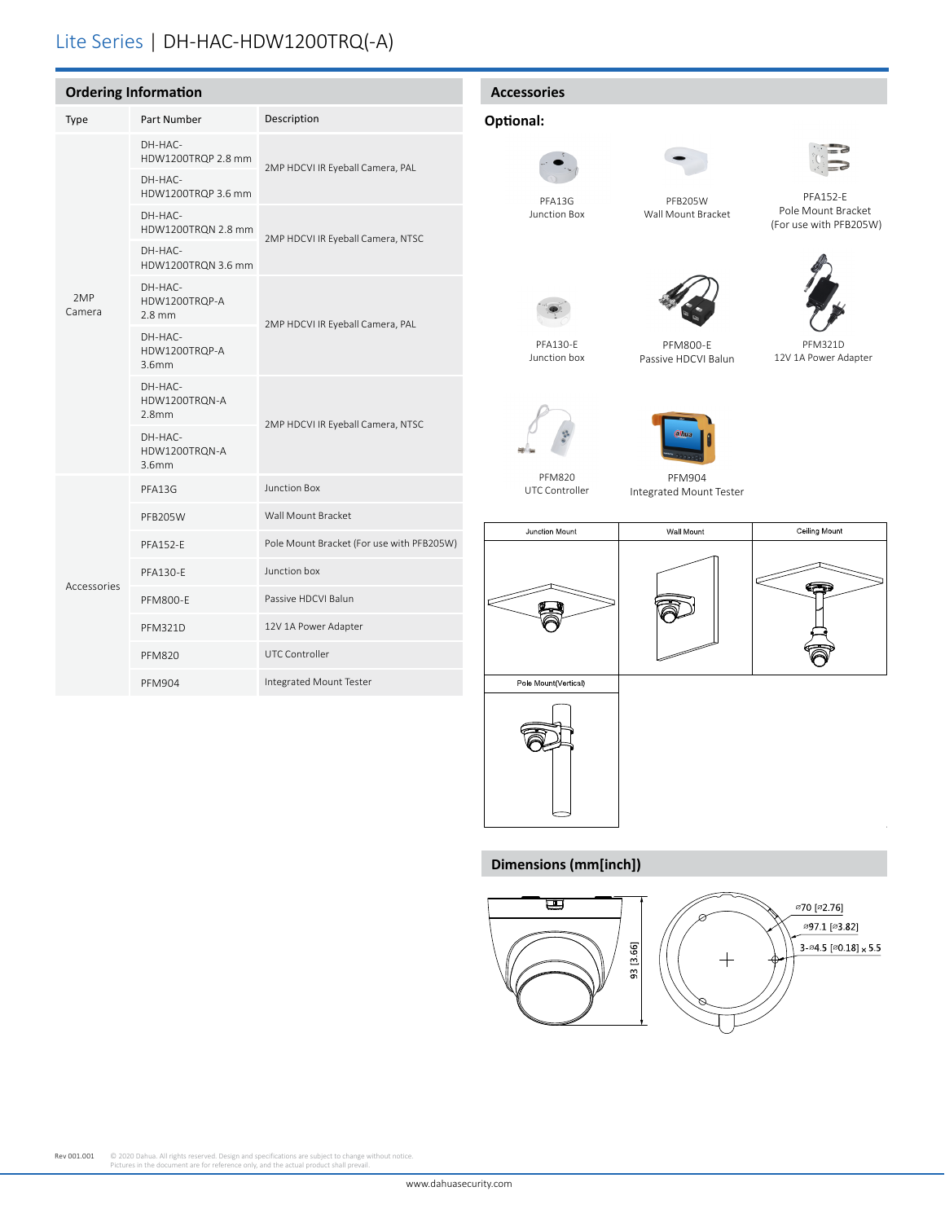## Ordering Information

| Type | Part Number | Description |
|---|---|---|
| 2MP Camera | DH-HAC-HDW1200TRQP 2.8 mm | 2MP HDCVI IR Eyeball Camera, PAL |
| | DH-HAC-HDW1200TRQP 3.6 mm | |
| | DH-HAC-HDW1200TRQN 2.8 mm | 2MP HDCVI IR Eyeball Camera, NTSC |
| | DH-HAC-HDW1200TRQN 3.6 mm | |
| | DH-HAC-HDW1200TRQP-A 2.8 mm | 2MP HDCVI IR Eyeball Camera, PAL |
| | DH-HAC-HDW1200TRQP-A 3.6mm | |
| | DH-HAC-HDW1200TRQN-A 2.8mm | 2MP HDCVI IR Eyeball Camera, NTSC |
| | DH-HAC-HDW1200TRQN-A 3.6mm | |
| Accessories | PFA13G | Junction Box |
| | PFB205W | Wall Mount Bracket |
| | PFA152-E | Pole Mount Bracket (For use with PFB205W) |
| | PFA130-E | Junction box |
| | PFM800-E | Passive HDCVI Balun |
| | PFM321D | 12V 1A Power Adapter |
| | PFM820 | UTC Controller |
| | PFM904 | Integrated Mount Tester |

## Accessories

**Optional:**

PFA13G
Junction Box

PFB205W
Wall Mount Bracket

PFA152-E
Pole Mount Bracket
(For use with PFB205W)

PFA130-E
Junction box

PFM800-E
Passive HDCVI Balun

PFM321D
12V 1A Power Adapter

PFM820
UTC Controller

PFM904
Integrated Mount Tester

Junction Mount

Wall Mount

Ceiling Mount

Pole Mount(Vertical)

## Dimensions (mm[inch])

93 [3.66]

ø70 [ø2.76]

ø97.1 [ø3.82]

3-ø4.5 [ø0.18] x 5.5

Rev 001.001 © 2020 Dahua. All rights reserved. Design and specifications are subject to change without notice.
Pictures in the document are for reference only, and the actual product shall prevail.

www.dahuasecurity.com